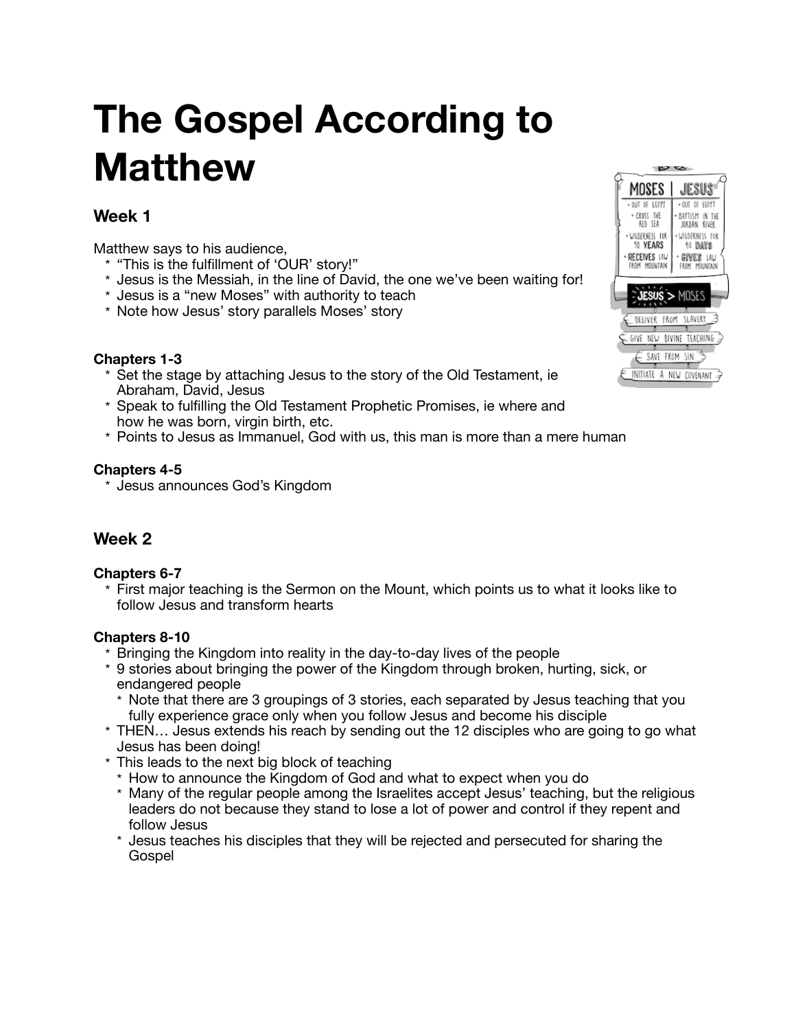# The Gospel According to Matthew

## Week 1

Matthew says to his audience,

* "This is the fulfillment of 'OUR' story!"
* Jesus is the Messiah, in the line of David, the one we've been waiting for!
* Jesus is a "new Moses" with authority to teach
* Note how Jesus' story parallels Moses' story

### Chapters 1-3

* Set the stage by attaching Jesus to the story of the Old Testament, ie Abraham, David, Jesus
* Speak to fulfilling the Old Testament Prophetic Promises, ie where and how he was born, virgin birth, etc.
* Points to Jesus as Immanuel, God with us, this man is more than a mere human

### Chapters 4-5

* Jesus announces God's Kingdom

## Week 2

### Chapters 6-7

* First major teaching is the Sermon on the Mount, which points us to what it looks like to follow Jesus and transform hearts

### Chapters 8-10

* Bringing the Kingdom into reality in the day-to-day lives of the people
* 9 stories about bringing the power of the Kingdom through broken, hurting, sick, or endangered people
  * Note that there are 3 groupings of 3 stories, each separated by Jesus teaching that you fully experience grace only when you follow Jesus and become his disciple
* THEN… Jesus extends his reach by sending out the 12 disciples who are going to go what Jesus has been doing!
* This leads to the next big block of teaching
  * How to announce the Kingdom of God and what to expect when you do
  * Many of the regular people among the Israelites accept Jesus' teaching, but the religious leaders do not because they stand to lose a lot of power and control if they repent and follow Jesus
  * Jesus teaches his disciples that they will be rejected and persecuted for sharing the Gospel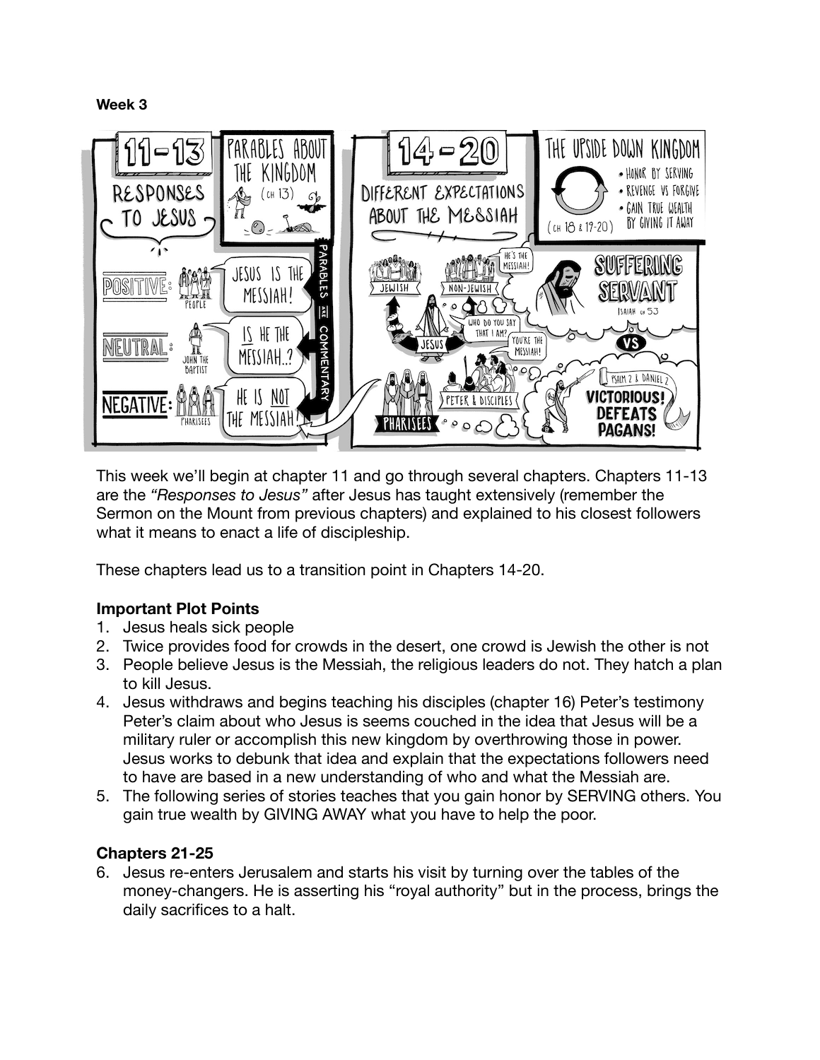**Week 3**

This week we'll begin at chapter 11 and go through several chapters. Chapters 11-13 are the *"Responses to Jesus"* after Jesus has taught extensively (remember the Sermon on the Mount from previous chapters) and explained to his closest followers what it means to enact a life of discipleship.

These chapters lead us to a transition point in Chapters 14-20.

**Important Plot Points**

1. Jesus heals sick people
2. Twice provides food for crowds in the desert, one crowd is Jewish the other is not
3. People believe Jesus is the Messiah, the religious leaders do not. They hatch a plan to kill Jesus.
4. Jesus withdraws and begins teaching his disciples (chapter 16) Peter's testimony Peter's claim about who Jesus is seems couched in the idea that Jesus will be a military ruler or accomplish this new kingdom by overthrowing those in power. Jesus works to debunk that idea and explain that the expectations followers need to have are based in a new understanding of who and what the Messiah are.
5. The following series of stories teaches that you gain honor by SERVING others. You gain true wealth by GIVING AWAY what you have to help the poor.

**Chapters 21-25**

6. Jesus re-enters Jerusalem and starts his visit by turning over the tables of the money-changers. He is asserting his "royal authority" but in the process, brings the daily sacrifices to a halt.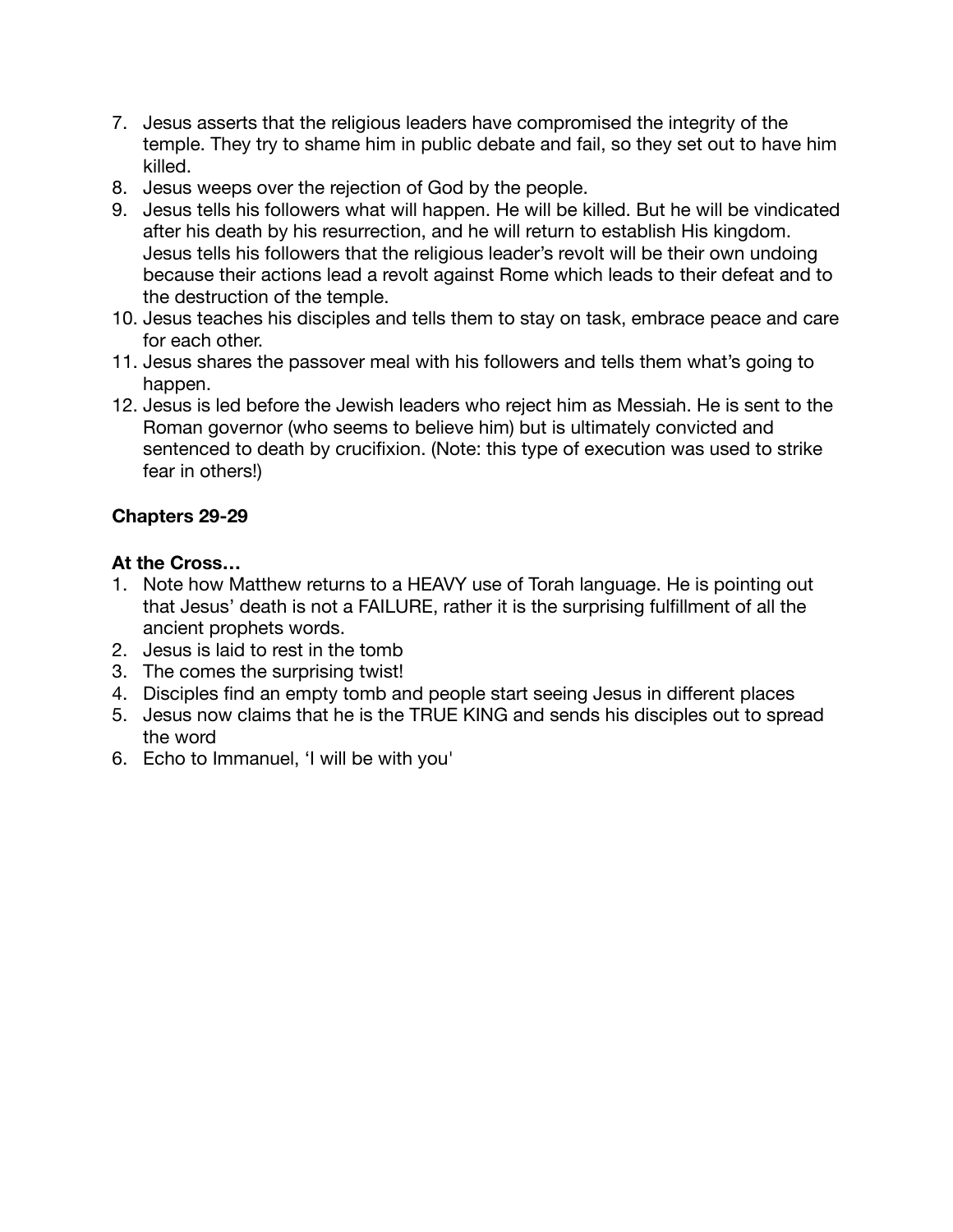7. Jesus asserts that the religious leaders have compromised the integrity of the temple. They try to shame him in public debate and fail, so they set out to have him killed.
8. Jesus weeps over the rejection of God by the people.
9. Jesus tells his followers what will happen. He will be killed. But he will be vindicated after his death by his resurrection, and he will return to establish His kingdom. Jesus tells his followers that the religious leader's revolt will be their own undoing because their actions lead a revolt against Rome which leads to their defeat and to the destruction of the temple.
10. Jesus teaches his disciples and tells them to stay on task, embrace peace and care for each other.
11. Jesus shares the passover meal with his followers and tells them what's going to happen.
12. Jesus is led before the Jewish leaders who reject him as Messiah. He is sent to the Roman governor (who seems to believe him) but is ultimately convicted and sentenced to death by crucifixion. (Note: this type of execution was used to strike fear in others!)

**Chapters 29-29**

**At the Cross…**

1. Note how Matthew returns to a HEAVY use of Torah language. He is pointing out that Jesus' death is not a FAILURE, rather it is the surprising fulfillment of all the ancient prophets words.
2. Jesus is laid to rest in the tomb
3. The comes the surprising twist!
4. Disciples find an empty tomb and people start seeing Jesus in different places
5. Jesus now claims that he is the TRUE KING and sends his disciples out to spread the word
6. Echo to Immanuel, 'I will be with you'